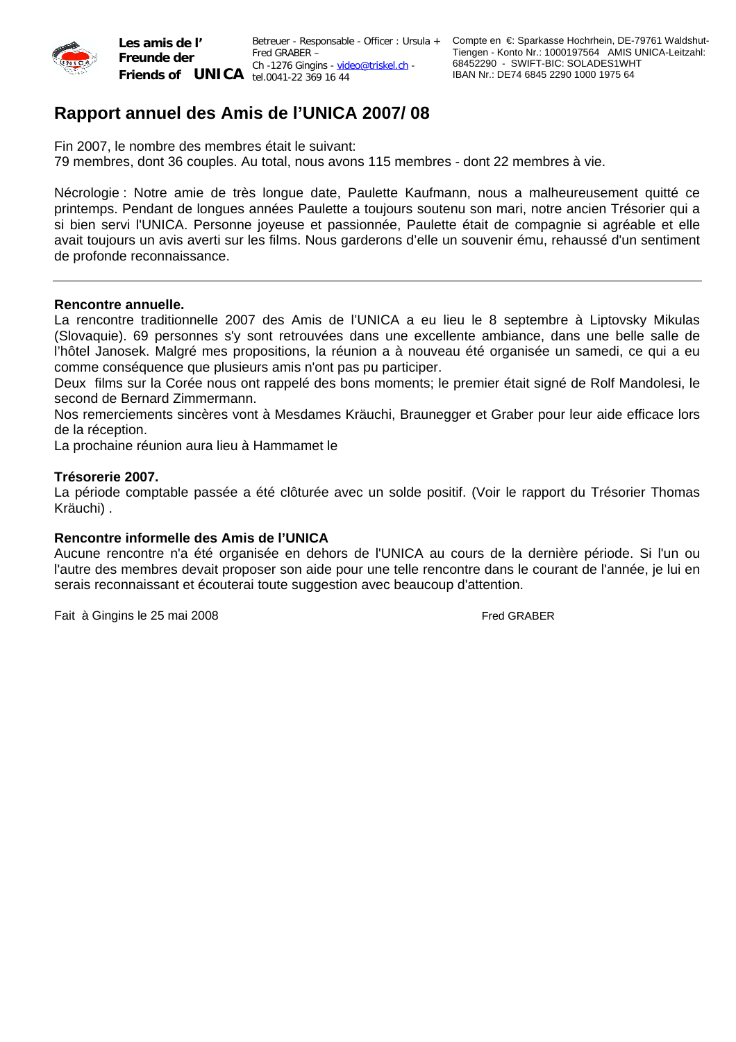Les amis de l'
Freunde der
Friends of UNICA

Betreuer - Responsable - Officer : Ursula + Fred GRABER –
Ch -1276 Gingins - video@triskel.ch -
tel.0041-22 369 16 44

Compte en €: Sparkasse Hochrhein, DE-79761 Waldshut-Tiengen - Konto Nr.: 1000197564 AMIS UNICA-Leitzahl: 68452290 - SWIFT-BIC: SOLADES1WHT
IBAN Nr.: DE74 6845 2290 1000 1975 64

# Rapport annuel des Amis de l'UNICA 2007/ 08

Fin 2007, le nombre des membres était le suivant:
79 membres, dont 36 couples. Au total, nous avons 115 membres - dont 22 membres à vie.

Nécrologie : Notre amie de très longue date, Paulette Kaufmann, nous a malheureusement quitté ce printemps. Pendant de longues années Paulette a toujours soutenu son mari, notre ancien Trésorier qui a si bien servi l'UNICA. Personne joyeuse et passionnée, Paulette était de compagnie si agréable et elle avait toujours un avis averti sur les films. Nous garderons d'elle un souvenir ému, rehaussé d'un sentiment de profonde reconnaissance.

---

**Rencontre annuelle.**
La rencontre traditionnelle 2007 des Amis de l'UNICA a eu lieu le 8 septembre à Liptovsky Mikulas (Slovaquie). 69 personnes s'y sont retrouvées dans une excellente ambiance, dans une belle salle de l'hôtel Janosek. Malgré mes propositions, la réunion a à nouveau été organisée un samedi, ce qui a eu comme conséquence que plusieurs amis n'ont pas pu participer.
Deux films sur la Corée nous ont rappelé des bons moments; le premier était signé de Rolf Mandolesi, le second de Bernard Zimmermann.
Nos remerciements sincères vont à Mesdames Kräuchi, Braunegger et Graber pour leur aide efficace lors de la réception.
La prochaine réunion aura lieu à Hammamet le

**Trésorerie 2007.**
La période comptable passée a été clôturée avec un solde positif. (Voir le rapport du Trésorier Thomas Kräuchi) .

**Rencontre informelle des Amis de l'UNICA**
Aucune rencontre n'a été organisée en dehors de l'UNICA au cours de la dernière période. Si l'un ou l'autre des membres devait proposer son aide pour une telle rencontre dans le courant de l'année, je lui en serais reconnaissant et écouterai toute suggestion avec beaucoup d'attention.

Fait à Gingins le 25 mai 2008

Fred GRABER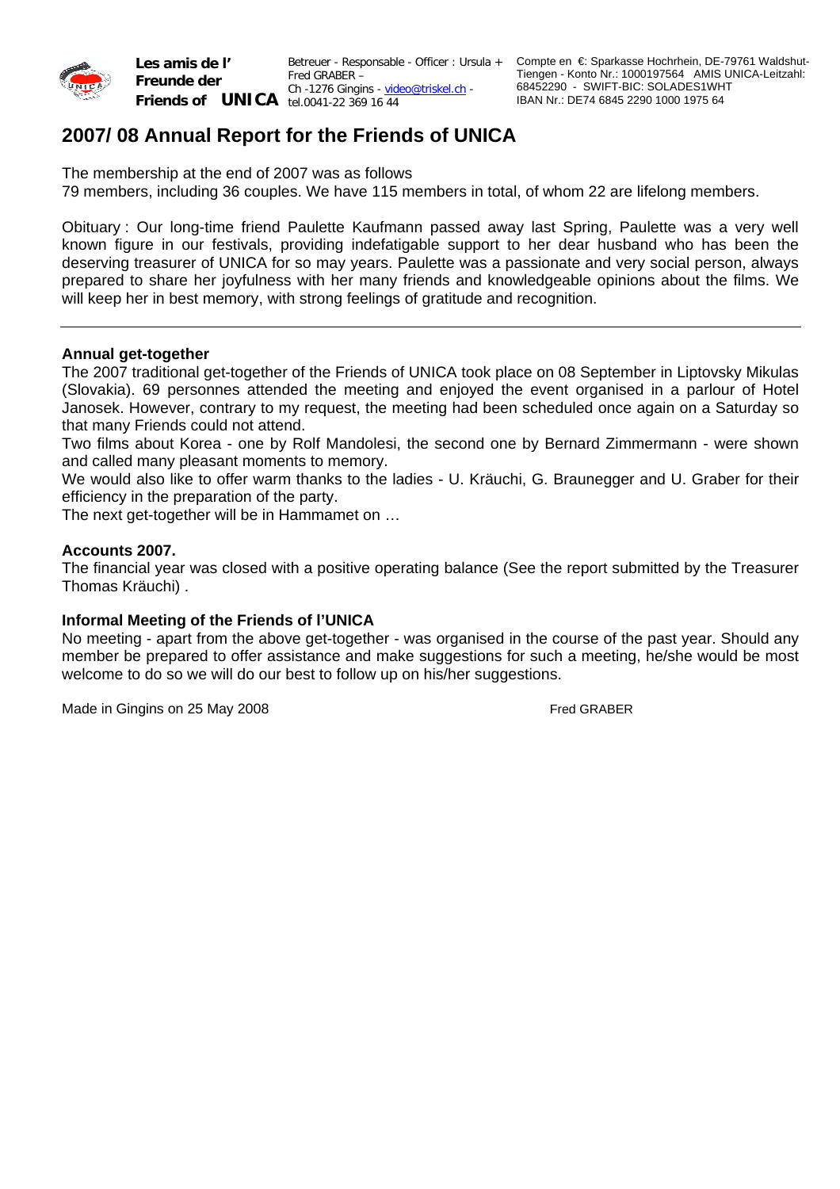Les amis de l'
Freunde der
Friends of **UNICA**

Betreuer - Responsable - Officer : Ursula + Fred GRABER –
Ch -1276 Gingins - video@triskel.ch - tel.0041-22 369 16 44

Compte en €: Sparkasse Hochrhein, DE-79761 Waldshut-Tiengen - Konto Nr.: 1000197564 AMIS UNICA-Leitzahl: 68452290 - SWIFT-BIC: SOLADES1WHT
IBAN Nr.: DE74 6845 2290 1000 1975 64

# 2007/ 08 Annual Report for the Friends of UNICA

The membership at the end of 2007 was as follows
79 members, including 36 couples. We have 115 members in total, of whom 22 are lifelong members.

Obituary : Our long-time friend Paulette Kaufmann passed away last Spring, Paulette was a very well known figure in our festivals, providing indefatigable support to her dear husband who has been the deserving treasurer of UNICA for so may years. Paulette was a passionate and very social person, always prepared to share her joyfulness with her many friends and knowledgeable opinions about the films. We will keep her in best memory, with strong feelings of gratitude and recognition.

---

**Annual get-together**

The 2007 traditional get-together of the Friends of UNICA took place on 08 September in Liptovsky Mikulas (Slovakia). 69 personnes attended the meeting and enjoyed the event organised in a parlour of Hotel Janosek. However, contrary to my request, the meeting had been scheduled once again on a Saturday so that many Friends could not attend.

Two films about Korea - one by Rolf Mandolesi, the second one by Bernard Zimmermann - were shown and called many pleasant moments to memory.

We would also like to offer warm thanks to the ladies - U. Kräuchi, G. Braunegger and U. Graber for their efficiency in the preparation of the party.

The next get-together will be in Hammamet on …

**Accounts 2007.**

The financial year was closed with a positive operating balance (See the report submitted by the Treasurer Thomas Kräuchi) .

**Informal Meeting of the Friends of l'UNICA**

No meeting - apart from the above get-together - was organised in the course of the past year. Should any member be prepared to offer assistance and make suggestions for such a meeting, he/she would be most welcome to do so we will do our best to follow up on his/her suggestions.

Made in Gingins on 25 May 2008

Fred GRABER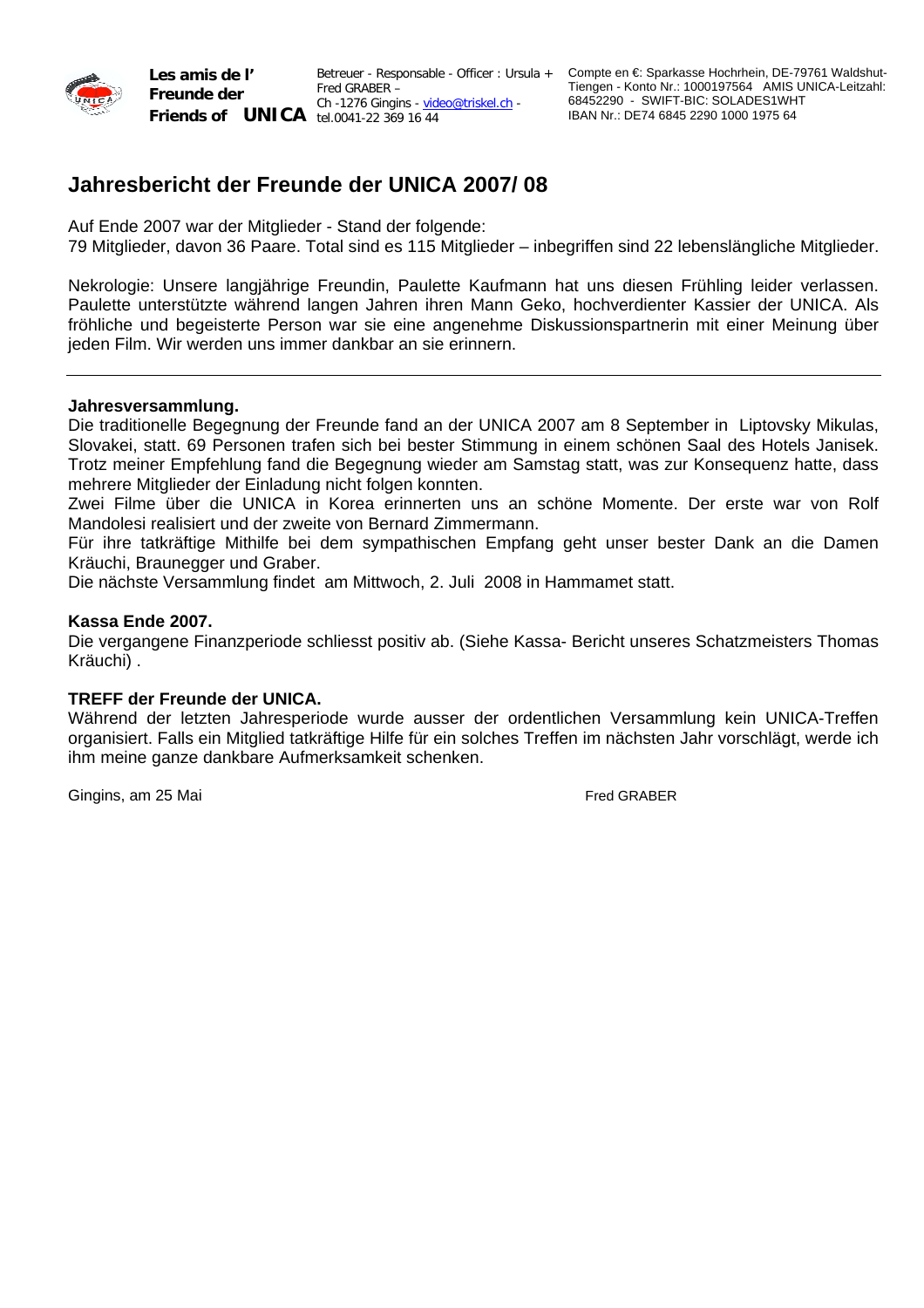**Les amis de l' Freunde der Friends of UNICA**

Betreuer - Responsable - Officer : Ursula + Fred GRABER – Ch -1276 Gingins - video@triskel.ch - tel.0041-22 369 16 44

Compte en €: Sparkasse Hochrhein, DE-79761 Waldshut-Tiengen - Konto Nr.: 1000197564 AMIS UNICA-Leitzahl: 68452290 - SWIFT-BIC: SOLADES1WHT IBAN Nr.: DE74 6845 2290 1000 1975 64

# Jahresbericht der Freunde der UNICA 2007/ 08

Auf Ende 2007 war der Mitglieder - Stand der folgende:
79 Mitglieder, davon 36 Paare. Total sind es 115 Mitglieder – inbegriffen sind 22 lebenslängliche Mitglieder.

Nekrologie: Unsere langjährige Freundin, Paulette Kaufmann hat uns diesen Frühling leider verlassen. Paulette unterstützte während langen Jahren ihren Mann Geko, hochverdienter Kassier der UNICA. Als fröhliche und begeisterte Person war sie eine angenehme Diskussionspartnerin mit einer Meinung über jeden Film. Wir werden uns immer dankbar an sie erinnern.

---

**Jahresversammlung.**
Die traditionelle Begegnung der Freunde fand an der UNICA 2007 am 8 September in Liptovsky Mikulas, Slovakei, statt. 69 Personen trafen sich bei bester Stimmung in einem schönen Saal des Hotels Janisek. Trotz meiner Empfehlung fand die Begegnung wieder am Samstag statt, was zur Konsequenz hatte, dass mehrere Mitglieder der Einladung nicht folgen konnten.
Zwei Filme über die UNICA in Korea erinnerten uns an schöne Momente. Der erste war von Rolf Mandolesi realisiert und der zweite von Bernard Zimmermann.
Für ihre tatkräftige Mithilfe bei dem sympathischen Empfang geht unser bester Dank an die Damen Kräuchi, Braunegger und Graber.
Die nächste Versammlung findet am Mittwoch, 2. Juli 2008 in Hammamet statt.

**Kassa Ende 2007.**
Die vergangene Finanzperiode schliesst positiv ab. (Siehe Kassa- Bericht unseres Schatzmeisters Thomas Kräuchi) .

**TREFF der Freunde der UNICA.**
Während der letzten Jahresperiode wurde ausser der ordentlichen Versammlung kein UNICA-Treffen organisiert. Falls ein Mitglied tatkräftige Hilfe für ein solches Treffen im nächsten Jahr vorschlägt, werde ich ihm meine ganze dankbare Aufmerksamkeit schenken.

Gingins, am 25 Mai

Fred GRABER